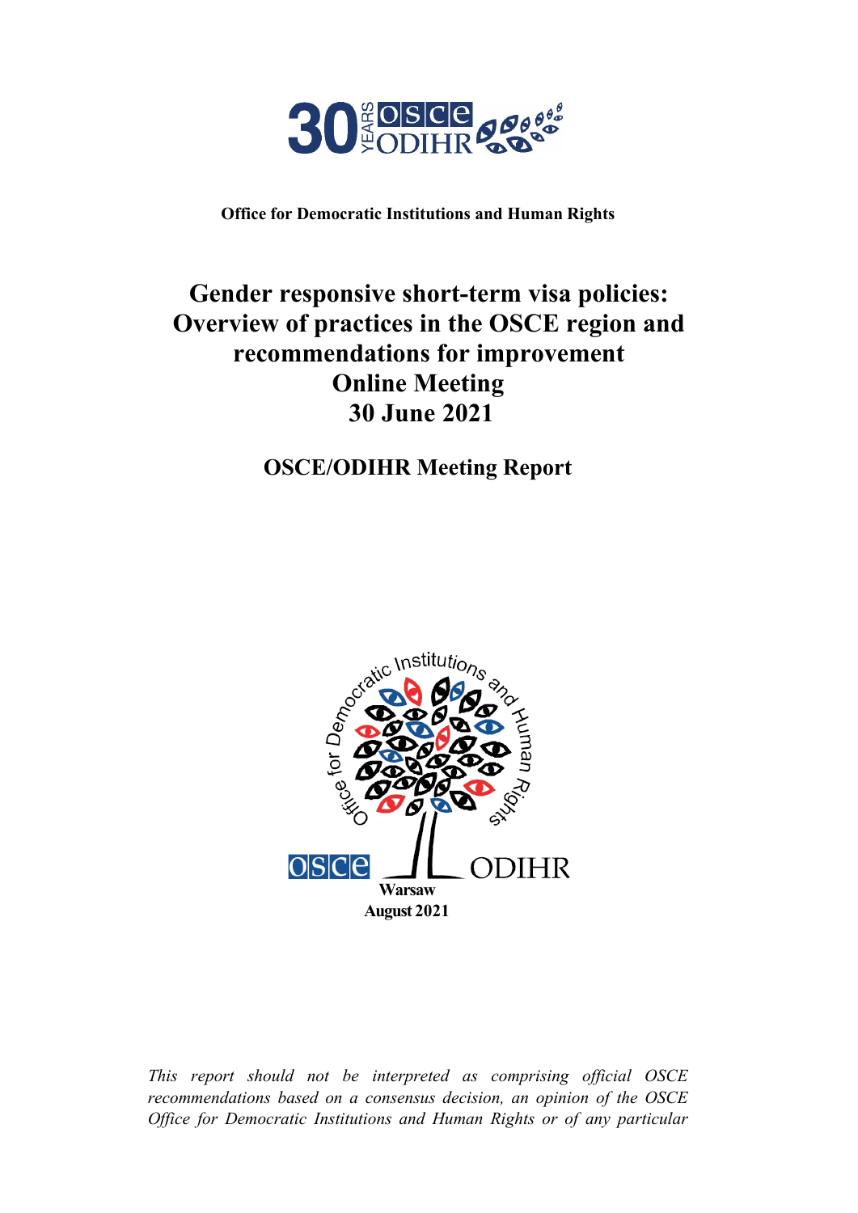**Office for Democratic Institutions and Human Rights**

# Gender responsive short-term visa policies: Overview of practices in the OSCE region and recommendations for improvement Online Meeting 30 June 2021

## OSCE/ODIHR Meeting Report

**Warsaw**
**August 2021**

*This report should not be interpreted as comprising official OSCE recommendations based on a consensus decision, an opinion of the OSCE Office for Democratic Institutions and Human Rights or of any particular*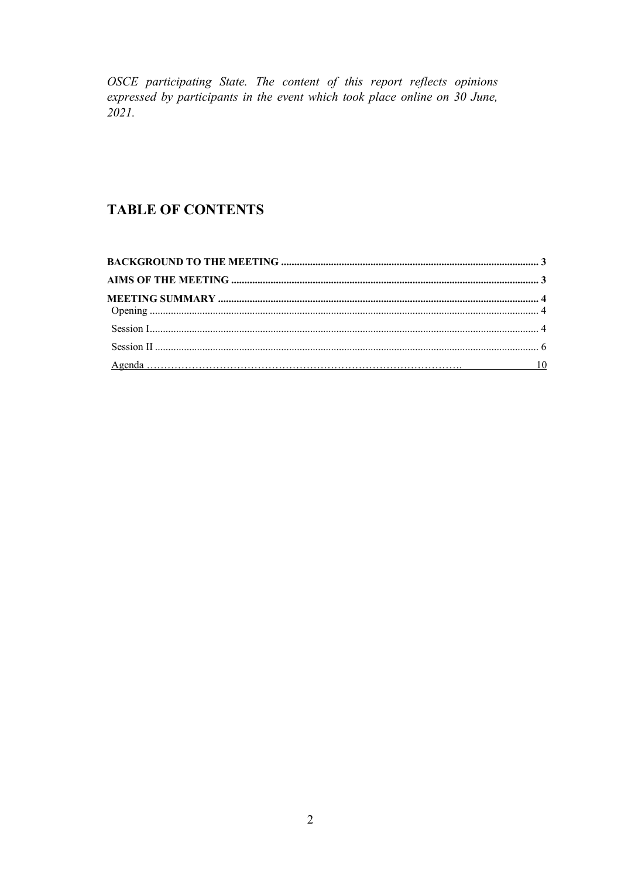*OSCE participating State. The content of this report reflects opinions expressed by participants in the event which took place online on 30 June, 2021.*

## TABLE OF CONTENTS

**BACKGROUND TO THE MEETING** ........ 3

**AIMS OF THE MEETING** ........ 3

**MEETING SUMMARY** ........ 4

- Opening ........ 4
- Session I ........ 4
- Session II ........ 6
- Agenda ........ 10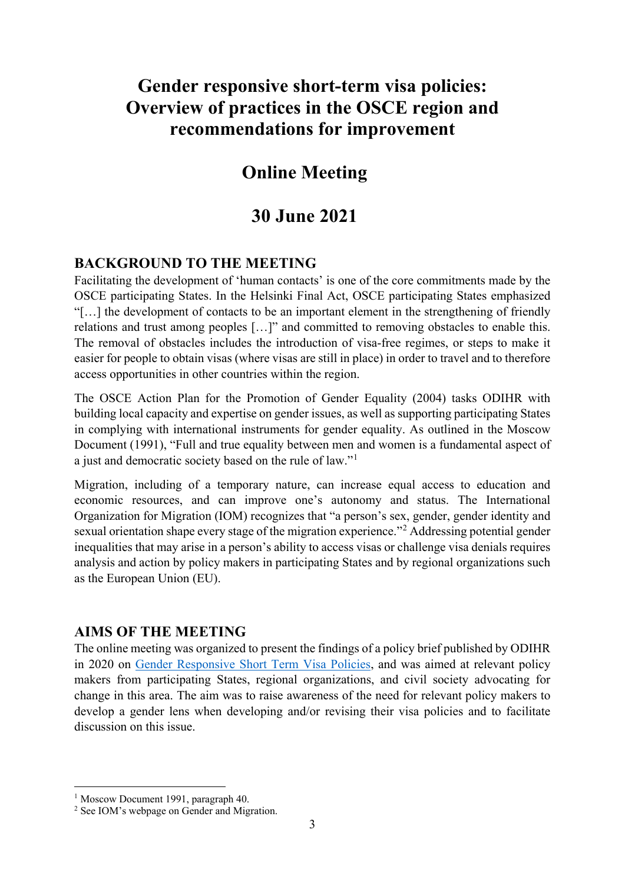# Gender responsive short-term visa policies: Overview of practices in the OSCE region and recommendations for improvement

## Online Meeting

## 30 June 2021

### BACKGROUND TO THE MEETING

Facilitating the development of 'human contacts' is one of the core commitments made by the OSCE participating States. In the Helsinki Final Act, OSCE participating States emphasized "[…] the development of contacts to be an important element in the strengthening of friendly relations and trust among peoples […]" and committed to removing obstacles to enable this. The removal of obstacles includes the introduction of visa-free regimes, or steps to make it easier for people to obtain visas (where visas are still in place) in order to travel and to therefore access opportunities in other countries within the region.

The OSCE Action Plan for the Promotion of Gender Equality (2004) tasks ODIHR with building local capacity and expertise on gender issues, as well as supporting participating States in complying with international instruments for gender equality. As outlined in the Moscow Document (1991), "Full and true equality between men and women is a fundamental aspect of a just and democratic society based on the rule of law."[1]

Migration, including of a temporary nature, can increase equal access to education and economic resources, and can improve one's autonomy and status. The International Organization for Migration (IOM) recognizes that "a person's sex, gender, gender identity and sexual orientation shape every stage of the migration experience."[2] Addressing potential gender inequalities that may arise in a person's ability to access visas or challenge visa denials requires analysis and action by policy makers in participating States and by regional organizations such as the European Union (EU).

### AIMS OF THE MEETING

The online meeting was organized to present the findings of a policy brief published by ODIHR in 2020 on Gender Responsive Short Term Visa Policies, and was aimed at relevant policy makers from participating States, regional organizations, and civil society advocating for change in this area. The aim was to raise awareness of the need for relevant policy makers to develop a gender lens when developing and/or revising their visa policies and to facilitate discussion on this issue.

---

[1] Moscow Document 1991, paragraph 40.

[2] See IOM's webpage on Gender and Migration.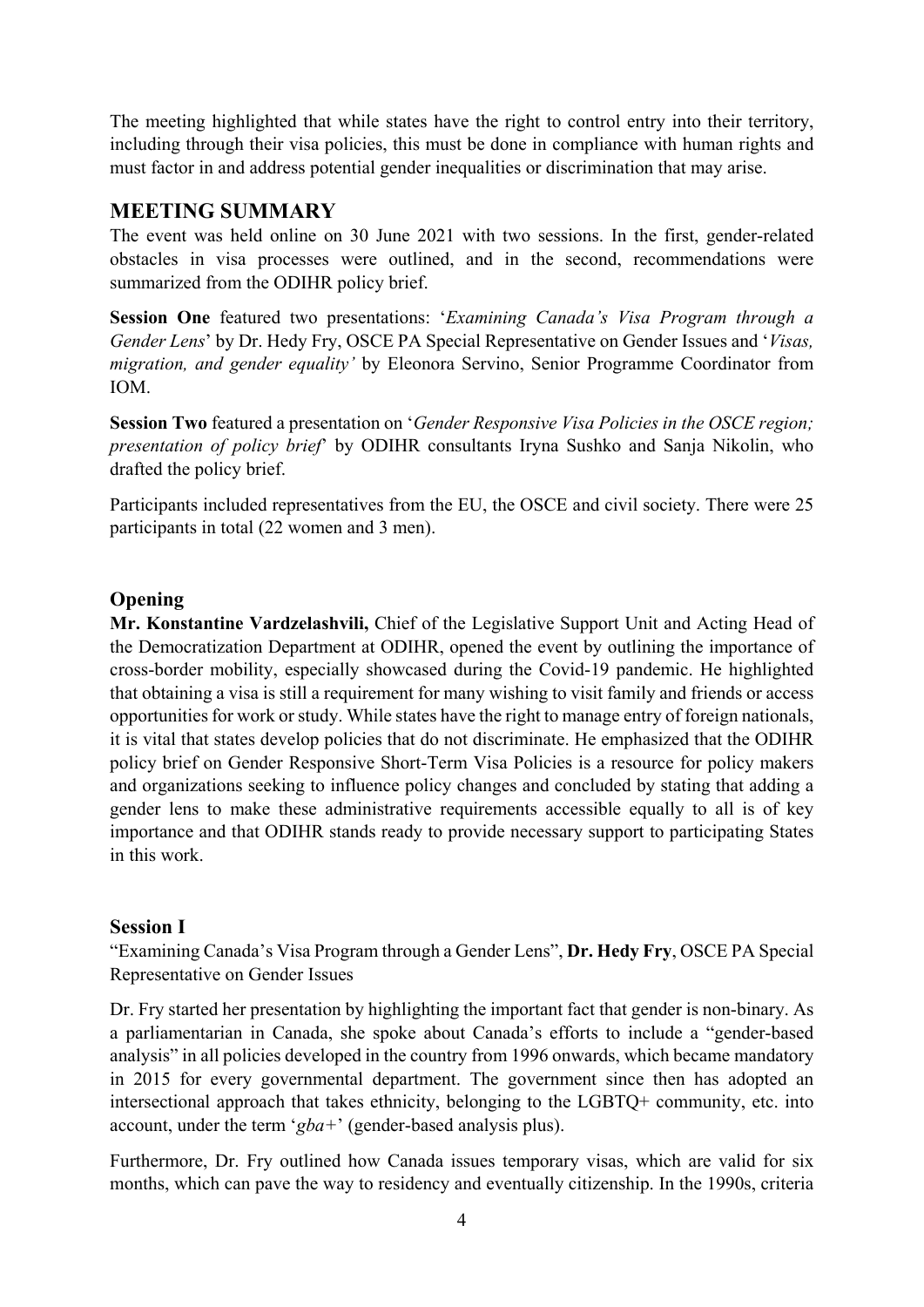The meeting highlighted that while states have the right to control entry into their territory, including through their visa policies, this must be done in compliance with human rights and must factor in and address potential gender inequalities or discrimination that may arise.

## MEETING SUMMARY

The event was held online on 30 June 2021 with two sessions. In the first, gender-related obstacles in visa processes were outlined, and in the second, recommendations were summarized from the ODIHR policy brief.

**Session One** featured two presentations: '*Examining Canada's Visa Program through a Gender Lens*' by Dr. Hedy Fry, OSCE PA Special Representative on Gender Issues and '*Visas, migration, and gender equality'* by Eleonora Servino, Senior Programme Coordinator from IOM.

**Session Two** featured a presentation on '*Gender Responsive Visa Policies in the OSCE region; presentation of policy brief*' by ODIHR consultants Iryna Sushko and Sanja Nikolin, who drafted the policy brief.

Participants included representatives from the EU, the OSCE and civil society. There were 25 participants in total (22 women and 3 men).

### Opening

**Mr. Konstantine Vardzelashvili,** Chief of the Legislative Support Unit and Acting Head of the Democratization Department at ODIHR, opened the event by outlining the importance of cross-border mobility, especially showcased during the Covid-19 pandemic. He highlighted that obtaining a visa is still a requirement for many wishing to visit family and friends or access opportunities for work or study. While states have the right to manage entry of foreign nationals, it is vital that states develop policies that do not discriminate. He emphasized that the ODIHR policy brief on Gender Responsive Short-Term Visa Policies is a resource for policy makers and organizations seeking to influence policy changes and concluded by stating that adding a gender lens to make these administrative requirements accessible equally to all is of key importance and that ODIHR stands ready to provide necessary support to participating States in this work.

### Session I

"Examining Canada's Visa Program through a Gender Lens", **Dr. Hedy Fry**, OSCE PA Special Representative on Gender Issues

Dr. Fry started her presentation by highlighting the important fact that gender is non-binary. As a parliamentarian in Canada, she spoke about Canada's efforts to include a "gender-based analysis" in all policies developed in the country from 1996 onwards, which became mandatory in 2015 for every governmental department. The government since then has adopted an intersectional approach that takes ethnicity, belonging to the LGBTQ+ community, etc. into account, under the term '*gba+*' (gender-based analysis plus).

Furthermore, Dr. Fry outlined how Canada issues temporary visas, which are valid for six months, which can pave the way to residency and eventually citizenship. In the 1990s, criteria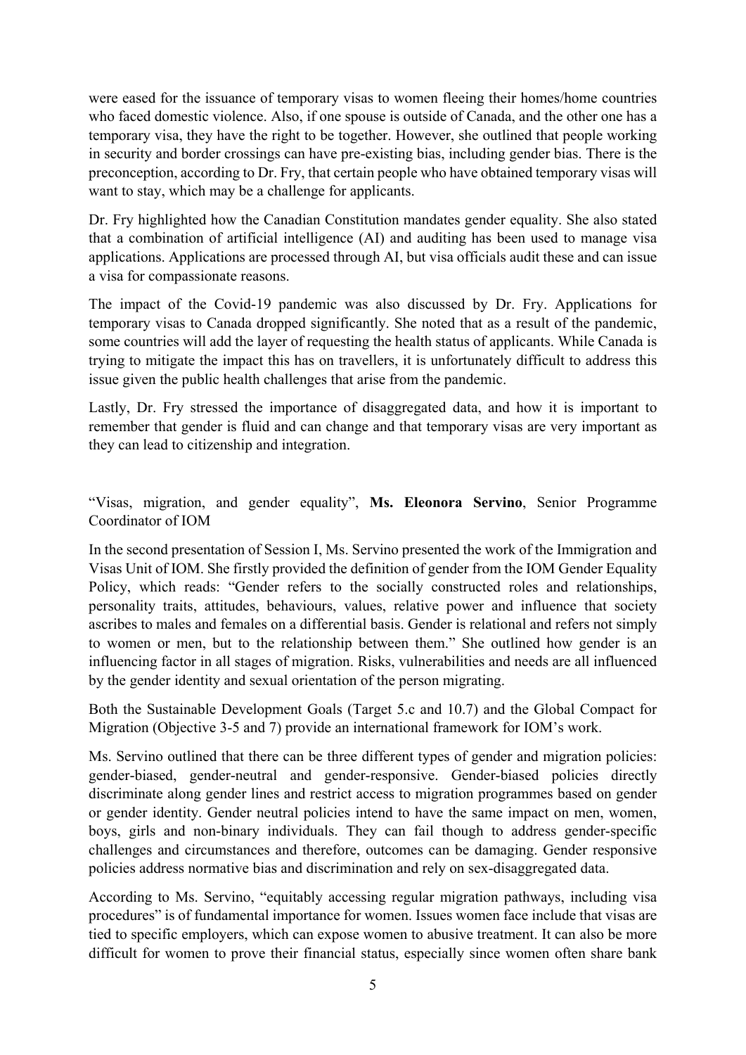were eased for the issuance of temporary visas to women fleeing their homes/home countries who faced domestic violence. Also, if one spouse is outside of Canada, and the other one has a temporary visa, they have the right to be together. However, she outlined that people working in security and border crossings can have pre-existing bias, including gender bias. There is the preconception, according to Dr. Fry, that certain people who have obtained temporary visas will want to stay, which may be a challenge for applicants.

Dr. Fry highlighted how the Canadian Constitution mandates gender equality. She also stated that a combination of artificial intelligence (AI) and auditing has been used to manage visa applications. Applications are processed through AI, but visa officials audit these and can issue a visa for compassionate reasons.

The impact of the Covid-19 pandemic was also discussed by Dr. Fry. Applications for temporary visas to Canada dropped significantly. She noted that as a result of the pandemic, some countries will add the layer of requesting the health status of applicants. While Canada is trying to mitigate the impact this has on travellers, it is unfortunately difficult to address this issue given the public health challenges that arise from the pandemic.

Lastly, Dr. Fry stressed the importance of disaggregated data, and how it is important to remember that gender is fluid and can change and that temporary visas are very important as they can lead to citizenship and integration.

"Visas, migration, and gender equality", **Ms. Eleonora Servino**, Senior Programme Coordinator of IOM

In the second presentation of Session I, Ms. Servino presented the work of the Immigration and Visas Unit of IOM. She firstly provided the definition of gender from the IOM Gender Equality Policy, which reads: "Gender refers to the socially constructed roles and relationships, personality traits, attitudes, behaviours, values, relative power and influence that society ascribes to males and females on a differential basis. Gender is relational and refers not simply to women or men, but to the relationship between them." She outlined how gender is an influencing factor in all stages of migration. Risks, vulnerabilities and needs are all influenced by the gender identity and sexual orientation of the person migrating.

Both the Sustainable Development Goals (Target 5.c and 10.7) and the Global Compact for Migration (Objective 3-5 and 7) provide an international framework for IOM's work.

Ms. Servino outlined that there can be three different types of gender and migration policies: gender-biased, gender-neutral and gender-responsive. Gender-biased policies directly discriminate along gender lines and restrict access to migration programmes based on gender or gender identity. Gender neutral policies intend to have the same impact on men, women, boys, girls and non-binary individuals. They can fail though to address gender-specific challenges and circumstances and therefore, outcomes can be damaging. Gender responsive policies address normative bias and discrimination and rely on sex-disaggregated data.

According to Ms. Servino, "equitably accessing regular migration pathways, including visa procedures" is of fundamental importance for women. Issues women face include that visas are tied to specific employers, which can expose women to abusive treatment. It can also be more difficult for women to prove their financial status, especially since women often share bank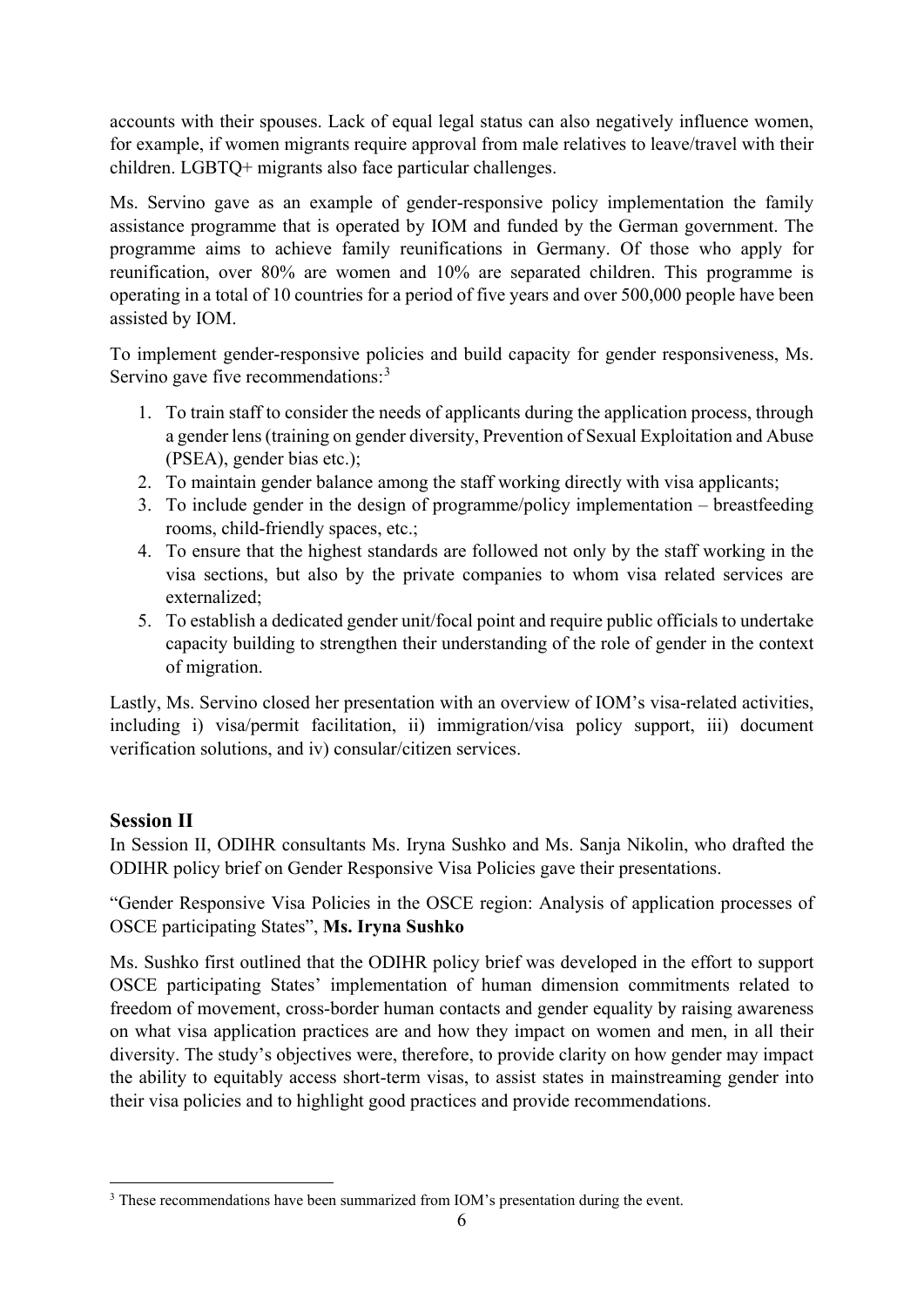accounts with their spouses. Lack of equal legal status can also negatively influence women, for example, if women migrants require approval from male relatives to leave/travel with their children. LGBTQ+ migrants also face particular challenges.

Ms. Servino gave as an example of gender-responsive policy implementation the family assistance programme that is operated by IOM and funded by the German government. The programme aims to achieve family reunifications in Germany. Of those who apply for reunification, over 80% are women and 10% are separated children. This programme is operating in a total of 10 countries for a period of five years and over 500,000 people have been assisted by IOM.

To implement gender-responsive policies and build capacity for gender responsiveness, Ms. Servino gave five recommendations:[3]

1. To train staff to consider the needs of applicants during the application process, through a gender lens (training on gender diversity, Prevention of Sexual Exploitation and Abuse (PSEA), gender bias etc.);
2. To maintain gender balance among the staff working directly with visa applicants;
3. To include gender in the design of programme/policy implementation – breastfeeding rooms, child-friendly spaces, etc.;
4. To ensure that the highest standards are followed not only by the staff working in the visa sections, but also by the private companies to whom visa related services are externalized;
5. To establish a dedicated gender unit/focal point and require public officials to undertake capacity building to strengthen their understanding of the role of gender in the context of migration.

Lastly, Ms. Servino closed her presentation with an overview of IOM's visa-related activities, including i) visa/permit facilitation, ii) immigration/visa policy support, iii) document verification solutions, and iv) consular/citizen services.

## Session II

In Session II, ODIHR consultants Ms. Iryna Sushko and Ms. Sanja Nikolin, who drafted the ODIHR policy brief on Gender Responsive Visa Policies gave their presentations.

"Gender Responsive Visa Policies in the OSCE region: Analysis of application processes of OSCE participating States", **Ms. Iryna Sushko**

Ms. Sushko first outlined that the ODIHR policy brief was developed in the effort to support OSCE participating States' implementation of human dimension commitments related to freedom of movement, cross-border human contacts and gender equality by raising awareness on what visa application practices are and how they impact on women and men, in all their diversity. The study's objectives were, therefore, to provide clarity on how gender may impact the ability to equitably access short-term visas, to assist states in mainstreaming gender into their visa policies and to highlight good practices and provide recommendations.

[3] These recommendations have been summarized from IOM's presentation during the event.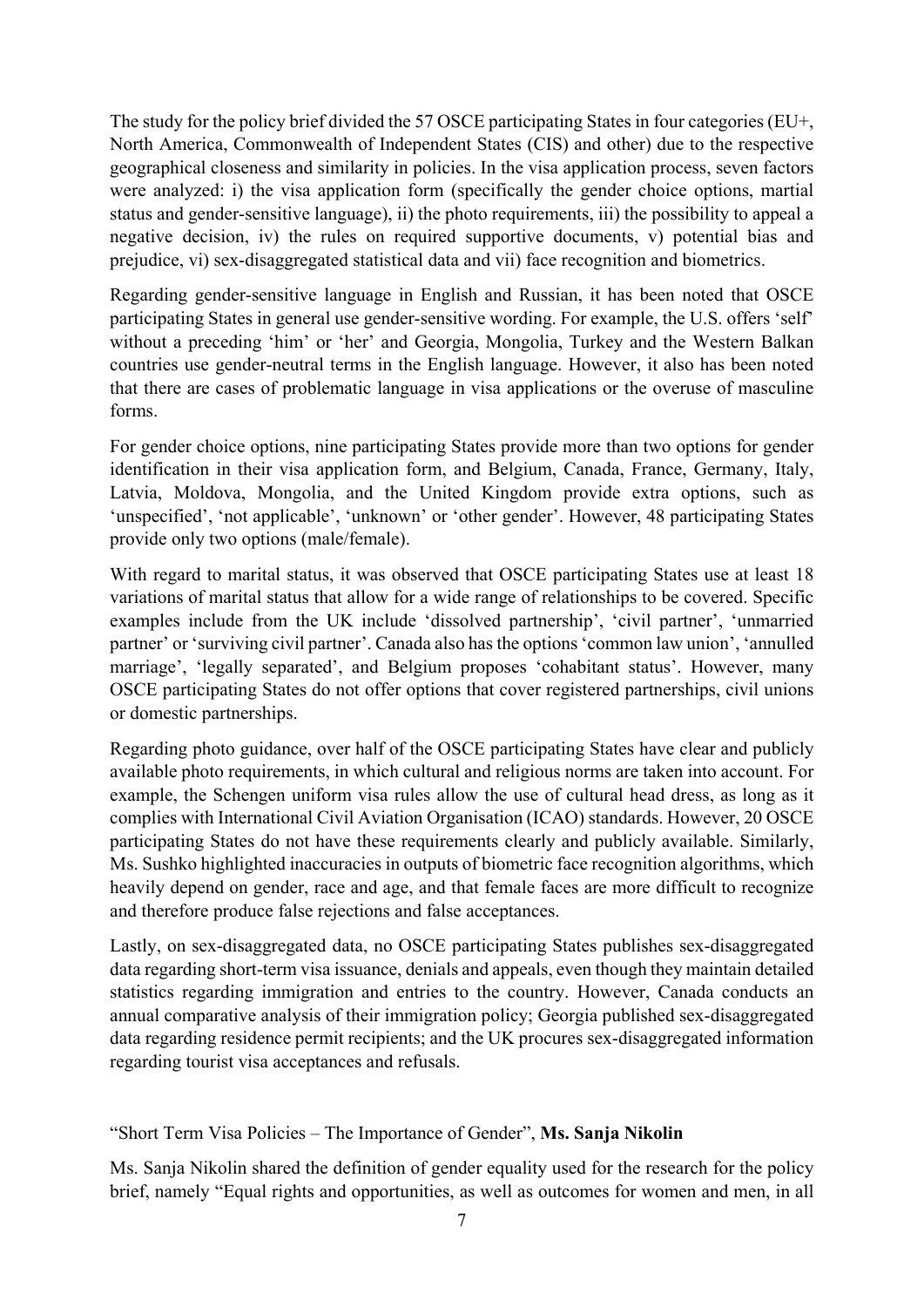The study for the policy brief divided the 57 OSCE participating States in four categories (EU+, North America, Commonwealth of Independent States (CIS) and other) due to the respective geographical closeness and similarity in policies. In the visa application process, seven factors were analyzed: i) the visa application form (specifically the gender choice options, martial status and gender-sensitive language), ii) the photo requirements, iii) the possibility to appeal a negative decision, iv) the rules on required supportive documents, v) potential bias and prejudice, vi) sex-disaggregated statistical data and vii) face recognition and biometrics.

Regarding gender-sensitive language in English and Russian, it has been noted that OSCE participating States in general use gender-sensitive wording. For example, the U.S. offers 'self' without a preceding 'him' or 'her' and Georgia, Mongolia, Turkey and the Western Balkan countries use gender-neutral terms in the English language. However, it also has been noted that there are cases of problematic language in visa applications or the overuse of masculine forms.

For gender choice options, nine participating States provide more than two options for gender identification in their visa application form, and Belgium, Canada, France, Germany, Italy, Latvia, Moldova, Mongolia, and the United Kingdom provide extra options, such as 'unspecified', 'not applicable', 'unknown' or 'other gender'. However, 48 participating States provide only two options (male/female).

With regard to marital status, it was observed that OSCE participating States use at least 18 variations of marital status that allow for a wide range of relationships to be covered. Specific examples include from the UK include 'dissolved partnership', 'civil partner', 'unmarried partner' or 'surviving civil partner'. Canada also has the options 'common law union', 'annulled marriage', 'legally separated', and Belgium proposes 'cohabitant status'. However, many OSCE participating States do not offer options that cover registered partnerships, civil unions or domestic partnerships.

Regarding photo guidance, over half of the OSCE participating States have clear and publicly available photo requirements, in which cultural and religious norms are taken into account. For example, the Schengen uniform visa rules allow the use of cultural head dress, as long as it complies with International Civil Aviation Organisation (ICAO) standards. However, 20 OSCE participating States do not have these requirements clearly and publicly available. Similarly, Ms. Sushko highlighted inaccuracies in outputs of biometric face recognition algorithms, which heavily depend on gender, race and age, and that female faces are more difficult to recognize and therefore produce false rejections and false acceptances.

Lastly, on sex-disaggregated data, no OSCE participating States publishes sex-disaggregated data regarding short-term visa issuance, denials and appeals, even though they maintain detailed statistics regarding immigration and entries to the country. However, Canada conducts an annual comparative analysis of their immigration policy; Georgia published sex-disaggregated data regarding residence permit recipients; and the UK procures sex-disaggregated information regarding tourist visa acceptances and refusals.

"Short Term Visa Policies – The Importance of Gender", **Ms. Sanja Nikolin**

Ms. Sanja Nikolin shared the definition of gender equality used for the research for the policy brief, namely "Equal rights and opportunities, as well as outcomes for women and men, in all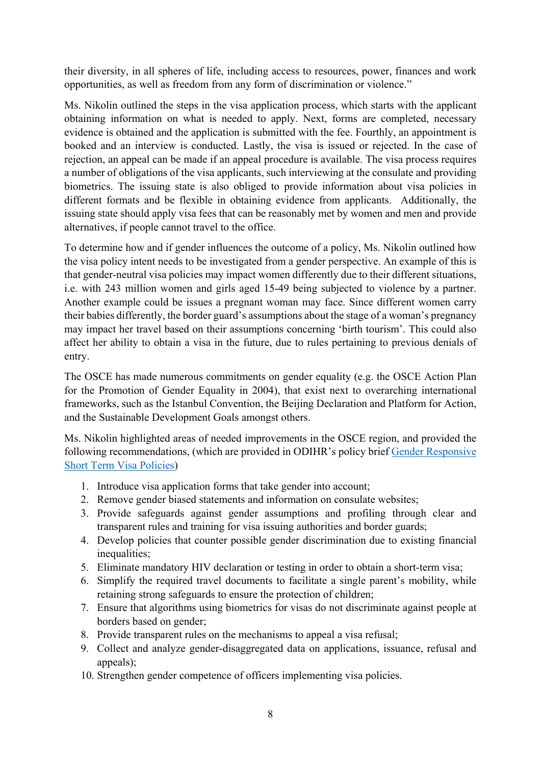their diversity, in all spheres of life, including access to resources, power, finances and work opportunities, as well as freedom from any form of discrimination or violence."

Ms. Nikolin outlined the steps in the visa application process, which starts with the applicant obtaining information on what is needed to apply. Next, forms are completed, necessary evidence is obtained and the application is submitted with the fee. Fourthly, an appointment is booked and an interview is conducted. Lastly, the visa is issued or rejected. In the case of rejection, an appeal can be made if an appeal procedure is available. The visa process requires a number of obligations of the visa applicants, such interviewing at the consulate and providing biometrics. The issuing state is also obliged to provide information about visa policies in different formats and be flexible in obtaining evidence from applicants. Additionally, the issuing state should apply visa fees that can be reasonably met by women and men and provide alternatives, if people cannot travel to the office.

To determine how and if gender influences the outcome of a policy, Ms. Nikolin outlined how the visa policy intent needs to be investigated from a gender perspective. An example of this is that gender-neutral visa policies may impact women differently due to their different situations, i.e. with 243 million women and girls aged 15-49 being subjected to violence by a partner. Another example could be issues a pregnant woman may face. Since different women carry their babies differently, the border guard's assumptions about the stage of a woman's pregnancy may impact her travel based on their assumptions concerning 'birth tourism'. This could also affect her ability to obtain a visa in the future, due to rules pertaining to previous denials of entry.

The OSCE has made numerous commitments on gender equality (e.g. the OSCE Action Plan for the Promotion of Gender Equality in 2004), that exist next to overarching international frameworks, such as the Istanbul Convention, the Beijing Declaration and Platform for Action, and the Sustainable Development Goals amongst others.

Ms. Nikolin highlighted areas of needed improvements in the OSCE region, and provided the following recommendations, (which are provided in ODIHR's policy brief Gender Responsive Short Term Visa Policies)

1. Introduce visa application forms that take gender into account;
2. Remove gender biased statements and information on consulate websites;
3. Provide safeguards against gender assumptions and profiling through clear and transparent rules and training for visa issuing authorities and border guards;
4. Develop policies that counter possible gender discrimination due to existing financial inequalities;
5. Eliminate mandatory HIV declaration or testing in order to obtain a short-term visa;
6. Simplify the required travel documents to facilitate a single parent's mobility, while retaining strong safeguards to ensure the protection of children;
7. Ensure that algorithms using biometrics for visas do not discriminate against people at borders based on gender;
8. Provide transparent rules on the mechanisms to appeal a visa refusal;
9. Collect and analyze gender-disaggregated data on applications, issuance, refusal and appeals);
10. Strengthen gender competence of officers implementing visa policies.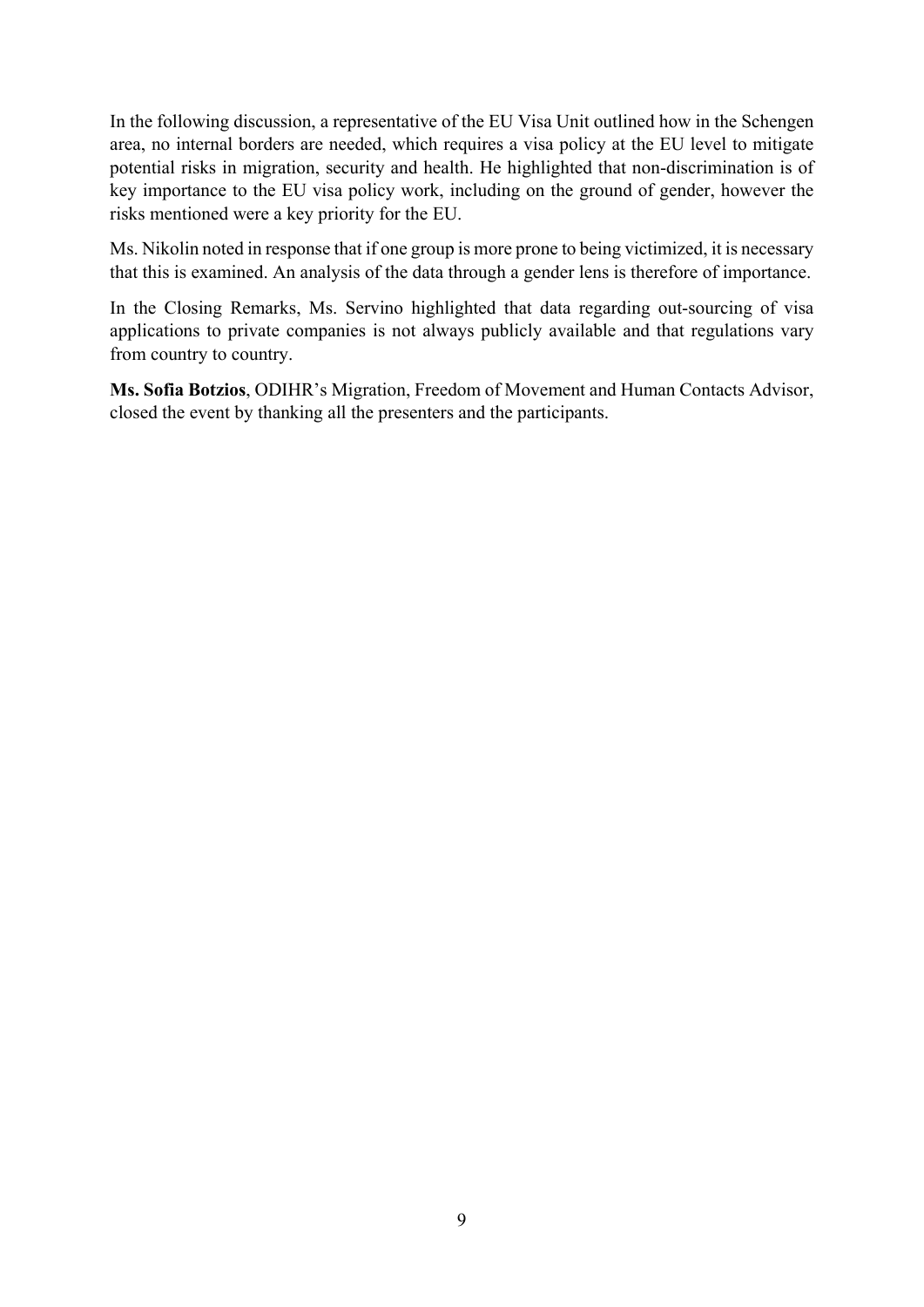In the following discussion, a representative of the EU Visa Unit outlined how in the Schengen area, no internal borders are needed, which requires a visa policy at the EU level to mitigate potential risks in migration, security and health. He highlighted that non-discrimination is of key importance to the EU visa policy work, including on the ground of gender, however the risks mentioned were a key priority for the EU.

Ms. Nikolin noted in response that if one group is more prone to being victimized, it is necessary that this is examined. An analysis of the data through a gender lens is therefore of importance.

In the Closing Remarks, Ms. Servino highlighted that data regarding out-sourcing of visa applications to private companies is not always publicly available and that regulations vary from country to country.

**Ms. Sofia Botzios**, ODIHR's Migration, Freedom of Movement and Human Contacts Advisor, closed the event by thanking all the presenters and the participants.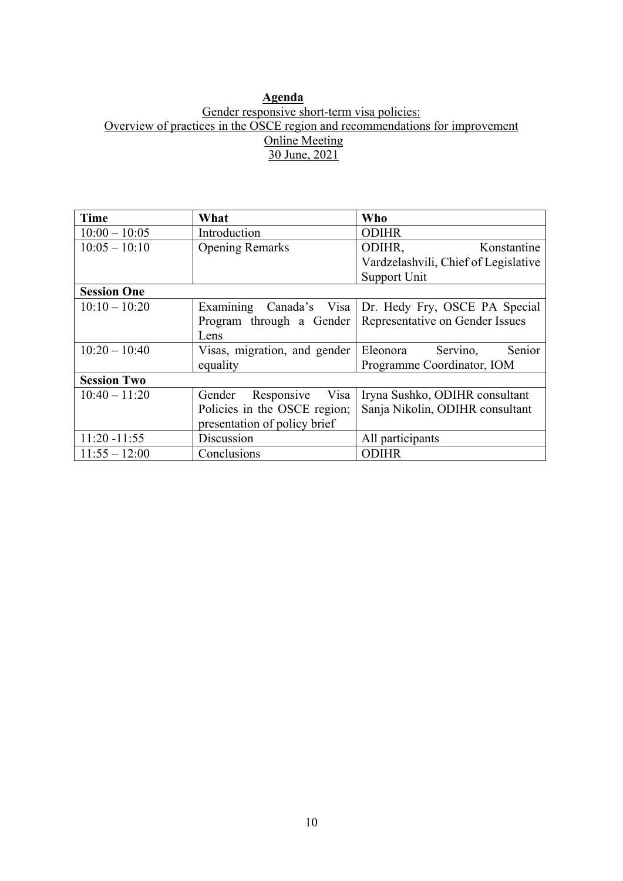**Agenda**

Gender responsive short-term visa policies:
Overview of practices in the OSCE region and recommendations for improvement
Online Meeting
30 June, 2021

| Time | What | Who |
|---|---|---|
| 10:00 – 10:05 | Introduction | ODIHR |
| 10:05 – 10:10 | Opening Remarks | ODIHR, Konstantine Vardzelashvili, Chief of Legislative Support Unit |
| **Session One** | | |
| 10:10 – 10:20 | Examining Canada's Visa Program through a Gender Lens | Dr. Hedy Fry, OSCE PA Special Representative on Gender Issues |
| 10:20 – 10:40 | Visas, migration, and gender equality | Eleonora Servino, Senior Programme Coordinator, IOM |
| **Session Two** | | |
| 10:40 – 11:20 | Gender Responsive Visa Policies in the OSCE region; presentation of policy brief | Iryna Sushko, ODIHR consultant<br>Sanja Nikolin, ODIHR consultant |
| 11:20 -11:55 | Discussion | All participants |
| 11:55 – 12:00 | Conclusions | ODIHR |